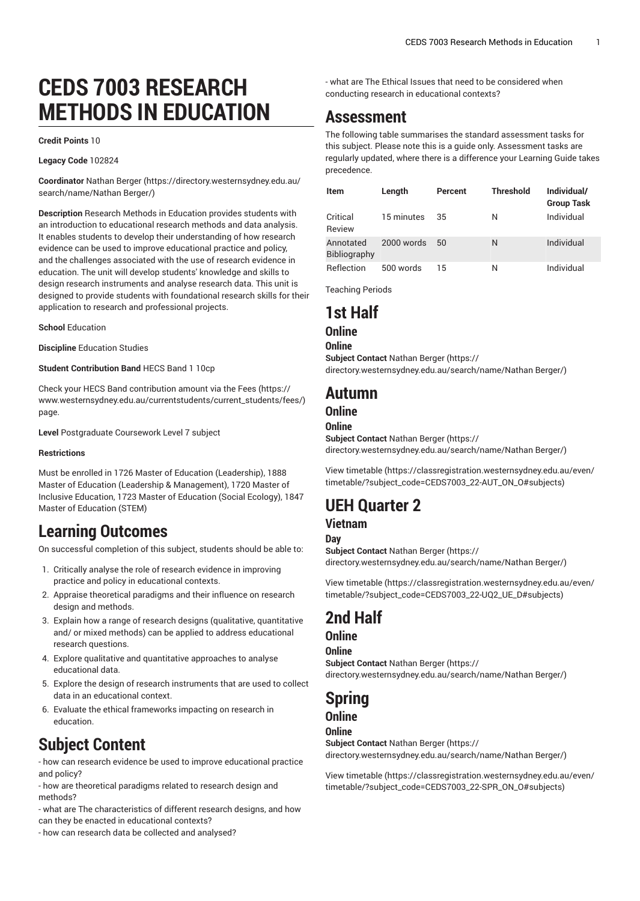# CEDS 7003 RESEARCH METHODS IN EDUCATION

**Credit Points** 10

**Legacy Code** 102824

**Coordinator** Nathan Berger (https://directory.westernsydney.edu.au/search/name/Nathan Berger/)

**Description** Research Methods in Education provides students with an introduction to educational research methods and data analysis. It enables students to develop their understanding of how research evidence can be used to improve educational practice and policy, and the challenges associated with the use of research evidence in education. The unit will develop students' knowledge and skills to design research instruments and analyse research data. This unit is designed to provide students with foundational research skills for their application to research and professional projects.

**School** Education

**Discipline** Education Studies

**Student Contribution Band** HECS Band 1 10cp

Check your HECS Band contribution amount via the Fees (https://www.westernsydney.edu.au/currentstudents/current_students/fees/) page.

**Level** Postgraduate Coursework Level 7 subject

**Restrictions**

Must be enrolled in 1726 Master of Education (Leadership), 1888 Master of Education (Leadership & Management), 1720 Master of Inclusive Education, 1723 Master of Education (Social Ecology), 1847 Master of Education (STEM)

## Learning Outcomes

On successful completion of this subject, students should be able to:

1. Critically analyse the role of research evidence in improving practice and policy in educational contexts.
2. Appraise theoretical paradigms and their influence on research design and methods.
3. Explain how a range of research designs (qualitative, quantitative and/ or mixed methods) can be applied to address educational research questions.
4. Explore qualitative and quantitative approaches to analyse educational data.
5. Explore the design of research instruments that are used to collect data in an educational context.
6. Evaluate the ethical frameworks impacting on research in education.

## Subject Content

- how can research evidence be used to improve educational practice and policy?
- how are theoretical paradigms related to research design and methods?
- what are The characteristics of different research designs, and how can they be enacted in educational contexts?
- how can research data be collected and analysed?
- what are The Ethical Issues that need to be considered when conducting research in educational contexts?

## Assessment

The following table summarises the standard assessment tasks for this subject. Please note this is a guide only. Assessment tasks are regularly updated, where there is a difference your Learning Guide takes precedence.

| Item | Length | Percent | Threshold | Individual/ Group Task |
|---|---|---|---|---|
| Critical Review | 15 minutes | 35 | N | Individual |
| Annotated Bibliography | 2000 words | 50 | N | Individual |
| Reflection | 500 words | 15 | N | Individual |

Teaching Periods

## 1st Half

### Online

#### Online

**Subject Contact** Nathan Berger (https://directory.westernsydney.edu.au/search/name/Nathan Berger/)

## Autumn

### Online

#### Online

**Subject Contact** Nathan Berger (https://directory.westernsydney.edu.au/search/name/Nathan Berger/)

View timetable (https://classregistration.westernsydney.edu.au/even/timetable/?subject_code=CEDS7003_22-AUT_ON_O#subjects)

## UEH Quarter 2

### Vietnam

#### Day

**Subject Contact** Nathan Berger (https://directory.westernsydney.edu.au/search/name/Nathan Berger/)

View timetable (https://classregistration.westernsydney.edu.au/even/timetable/?subject_code=CEDS7003_22-UQ2_UE_D#subjects)

## 2nd Half

### Online

#### Online

**Subject Contact** Nathan Berger (https://directory.westernsydney.edu.au/search/name/Nathan Berger/)

## Spring

### Online

#### Online

**Subject Contact** Nathan Berger (https://directory.westernsydney.edu.au/search/name/Nathan Berger/)

View timetable (https://classregistration.westernsydney.edu.au/even/timetable/?subject_code=CEDS7003_22-SPR_ON_O#subjects)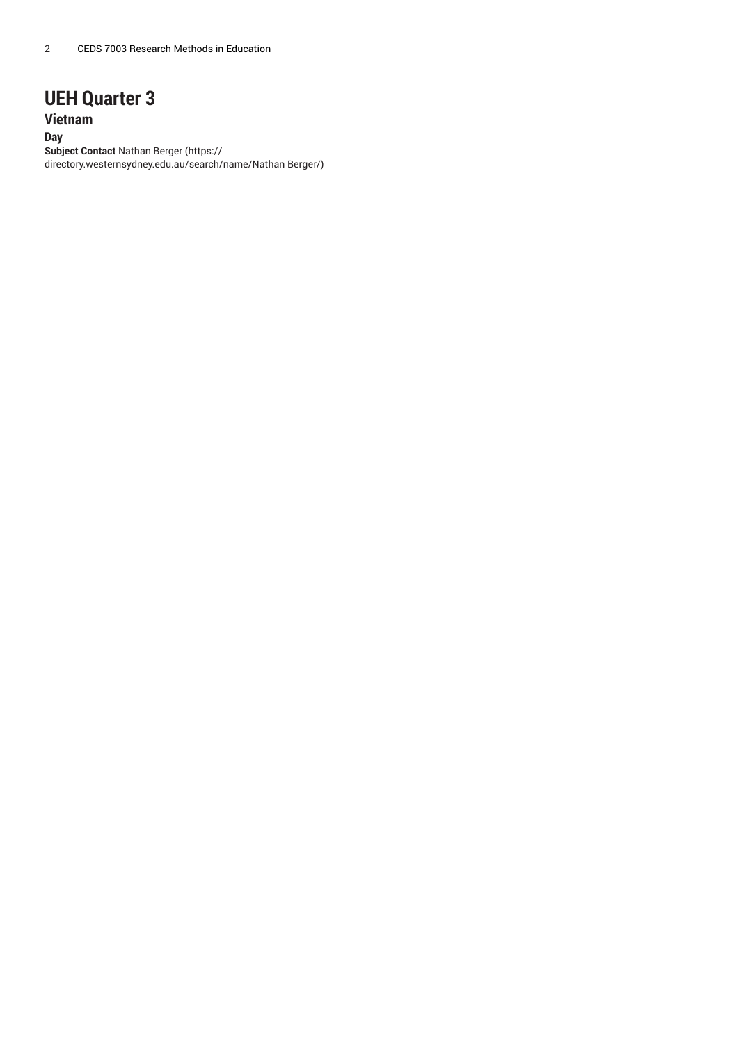## UEH Quarter 3

### Vietnam

#### Day

**Subject Contact** Nathan Berger (https://directory.westernsydney.edu.au/search/name/Nathan Berger/)